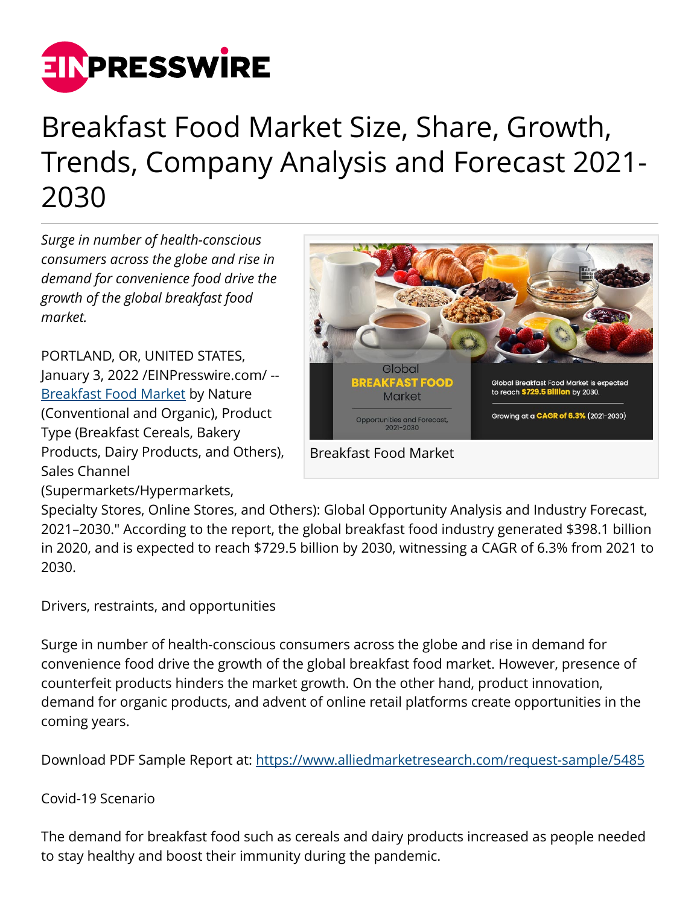# Breakfast Food Market Size, Share, Growth, Trends, Company Analysis and Forecast 2021-2030

*Surge in number of health-conscious consumers across the globe and rise in demand for convenience food drive the growth of the global breakfast food market.*

Breakfast Food Market

PORTLAND, OR, UNITED STATES, January 3, 2022 /EINPresswire.com/ -- Breakfast Food Market by Nature (Conventional and Organic), Product Type (Breakfast Cereals, Bakery Products, Dairy Products, and Others), Sales Channel (Supermarkets/Hypermarkets, Specialty Stores, Online Stores, and Others): Global Opportunity Analysis and Industry Forecast, 2021–2030." According to the report, the global breakfast food industry generated $398.1 billion in 2020, and is expected to reach $729.5 billion by 2030, witnessing a CAGR of 6.3% from 2021 to 2030.

Drivers, restraints, and opportunities

Surge in number of health-conscious consumers across the globe and rise in demand for convenience food drive the growth of the global breakfast food market. However, presence of counterfeit products hinders the market growth. On the other hand, product innovation, demand for organic products, and advent of online retail platforms create opportunities in the coming years.

Download PDF Sample Report at: https://www.alliedmarketresearch.com/request-sample/5485

Covid-19 Scenario

The demand for breakfast food such as cereals and dairy products increased as people needed to stay healthy and boost their immunity during the pandemic.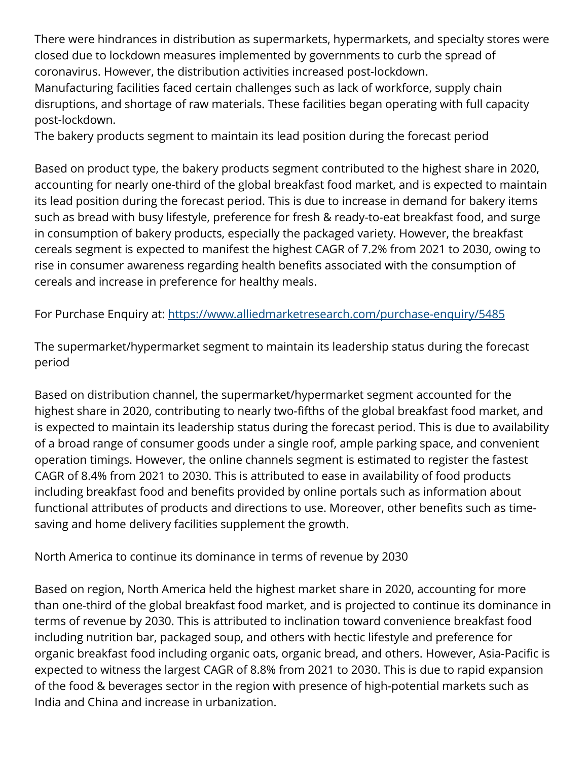There were hindrances in distribution as supermarkets, hypermarkets, and specialty stores were closed due to lockdown measures implemented by governments to curb the spread of coronavirus. However, the distribution activities increased post-lockdown.
Manufacturing facilities faced certain challenges such as lack of workforce, supply chain disruptions, and shortage of raw materials. These facilities began operating with full capacity post-lockdown.
The bakery products segment to maintain its lead position during the forecast period

Based on product type, the bakery products segment contributed to the highest share in 2020, accounting for nearly one-third of the global breakfast food market, and is expected to maintain its lead position during the forecast period. This is due to increase in demand for bakery items such as bread with busy lifestyle, preference for fresh & ready-to-eat breakfast food, and surge in consumption of bakery products, especially the packaged variety. However, the breakfast cereals segment is expected to manifest the highest CAGR of 7.2% from 2021 to 2030, owing to rise in consumer awareness regarding health benefits associated with the consumption of cereals and increase in preference for healthy meals.

For Purchase Enquiry at: [https://www.alliedmarketresearch.com/purchase-enquiry/5485](https://www.alliedmarketresearch.com/purchase-enquiry/5485)

The supermarket/hypermarket segment to maintain its leadership status during the forecast period

Based on distribution channel, the supermarket/hypermarket segment accounted for the highest share in 2020, contributing to nearly two-fifths of the global breakfast food market, and is expected to maintain its leadership status during the forecast period. This is due to availability of a broad range of consumer goods under a single roof, ample parking space, and convenient operation timings. However, the online channels segment is estimated to register the fastest CAGR of 8.4% from 2021 to 2030. This is attributed to ease in availability of food products including breakfast food and benefits provided by online portals such as information about functional attributes of products and directions to use. Moreover, other benefits such as time-saving and home delivery facilities supplement the growth.

North America to continue its dominance in terms of revenue by 2030

Based on region, North America held the highest market share in 2020, accounting for more than one-third of the global breakfast food market, and is projected to continue its dominance in terms of revenue by 2030. This is attributed to inclination toward convenience breakfast food including nutrition bar, packaged soup, and others with hectic lifestyle and preference for organic breakfast food including organic oats, organic bread, and others. However, Asia-Pacific is expected to witness the largest CAGR of 8.8% from 2021 to 2030. This is due to rapid expansion of the food & beverages sector in the region with presence of high-potential markets such as India and China and increase in urbanization.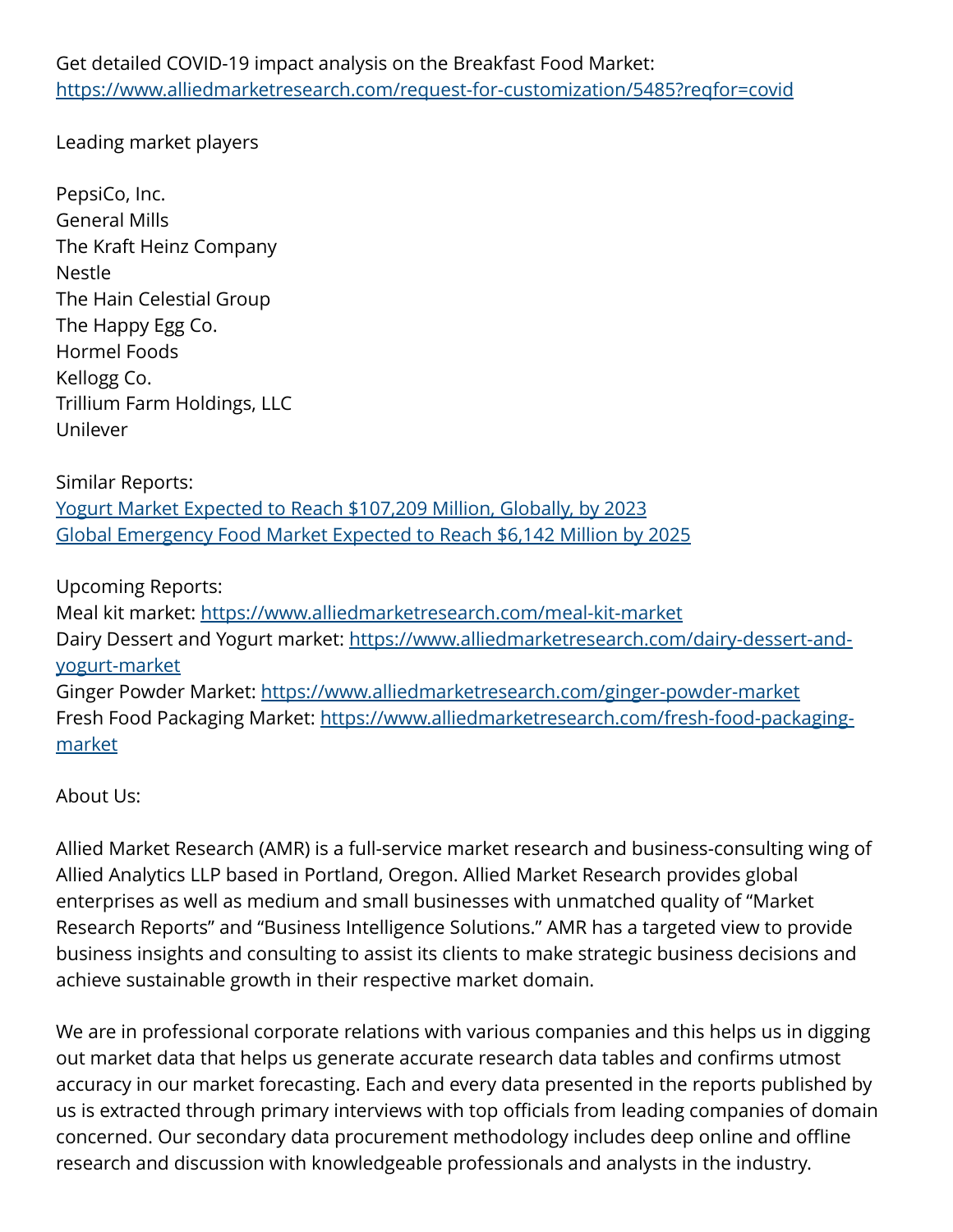Get detailed COVID-19 impact analysis on the Breakfast Food Market:
[https://www.alliedmarketresearch.com/request-for-customization/5485?reqfor=covid](https://www.alliedmarketresearch.com/request-for-customization/5485?reqfor=covid)

Leading market players

PepsiCo, Inc.
General Mills
The Kraft Heinz Company
Nestle
The Hain Celestial Group
The Happy Egg Co.
Hormel Foods
Kellogg Co.
Trillium Farm Holdings, LLC
Unilever

Similar Reports:
Yogurt Market Expected to Reach $107,209 Million, Globally, by 2023
Global Emergency Food Market Expected to Reach $6,142 Million by 2025

Upcoming Reports:
Meal kit market: [https://www.alliedmarketresearch.com/meal-kit-market](https://www.alliedmarketresearch.com/meal-kit-market)
Dairy Dessert and Yogurt market: [https://www.alliedmarketresearch.com/dairy-dessert-and-yogurt-market](https://www.alliedmarketresearch.com/dairy-dessert-and-yogurt-market)
Ginger Powder Market: [https://www.alliedmarketresearch.com/ginger-powder-market](https://www.alliedmarketresearch.com/ginger-powder-market)
Fresh Food Packaging Market: [https://www.alliedmarketresearch.com/fresh-food-packaging-market](https://www.alliedmarketresearch.com/fresh-food-packaging-market)

About Us:

Allied Market Research (AMR) is a full-service market research and business-consulting wing of Allied Analytics LLP based in Portland, Oregon. Allied Market Research provides global enterprises as well as medium and small businesses with unmatched quality of "Market Research Reports" and "Business Intelligence Solutions." AMR has a targeted view to provide business insights and consulting to assist its clients to make strategic business decisions and achieve sustainable growth in their respective market domain.

We are in professional corporate relations with various companies and this helps us in digging out market data that helps us generate accurate research data tables and confirms utmost accuracy in our market forecasting. Each and every data presented in the reports published by us is extracted through primary interviews with top officials from leading companies of domain concerned. Our secondary data procurement methodology includes deep online and offline research and discussion with knowledgeable professionals and analysts in the industry.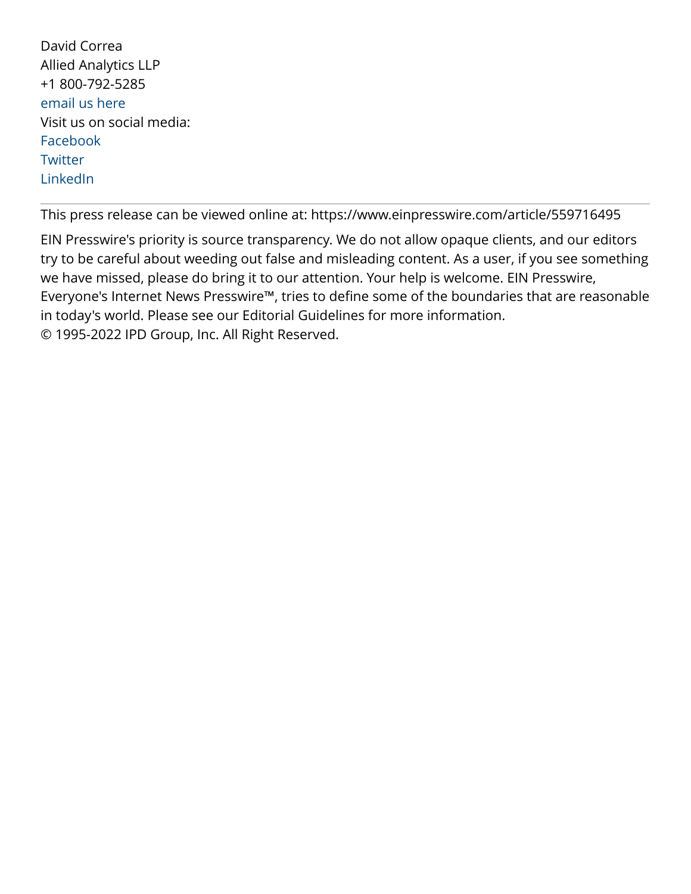David Correa
Allied Analytics LLP
+1 800-792-5285
email us here
Visit us on social media:
Facebook
Twitter
LinkedIn

---

This press release can be viewed online at: https://www.einpresswire.com/article/559716495

EIN Presswire's priority is source transparency. We do not allow opaque clients, and our editors try to be careful about weeding out false and misleading content. As a user, if you see something we have missed, please do bring it to our attention. Your help is welcome. EIN Presswire, Everyone's Internet News Presswire™, tries to define some of the boundaries that are reasonable in today's world. Please see our Editorial Guidelines for more information.
© 1995-2022 IPD Group, Inc. All Right Reserved.